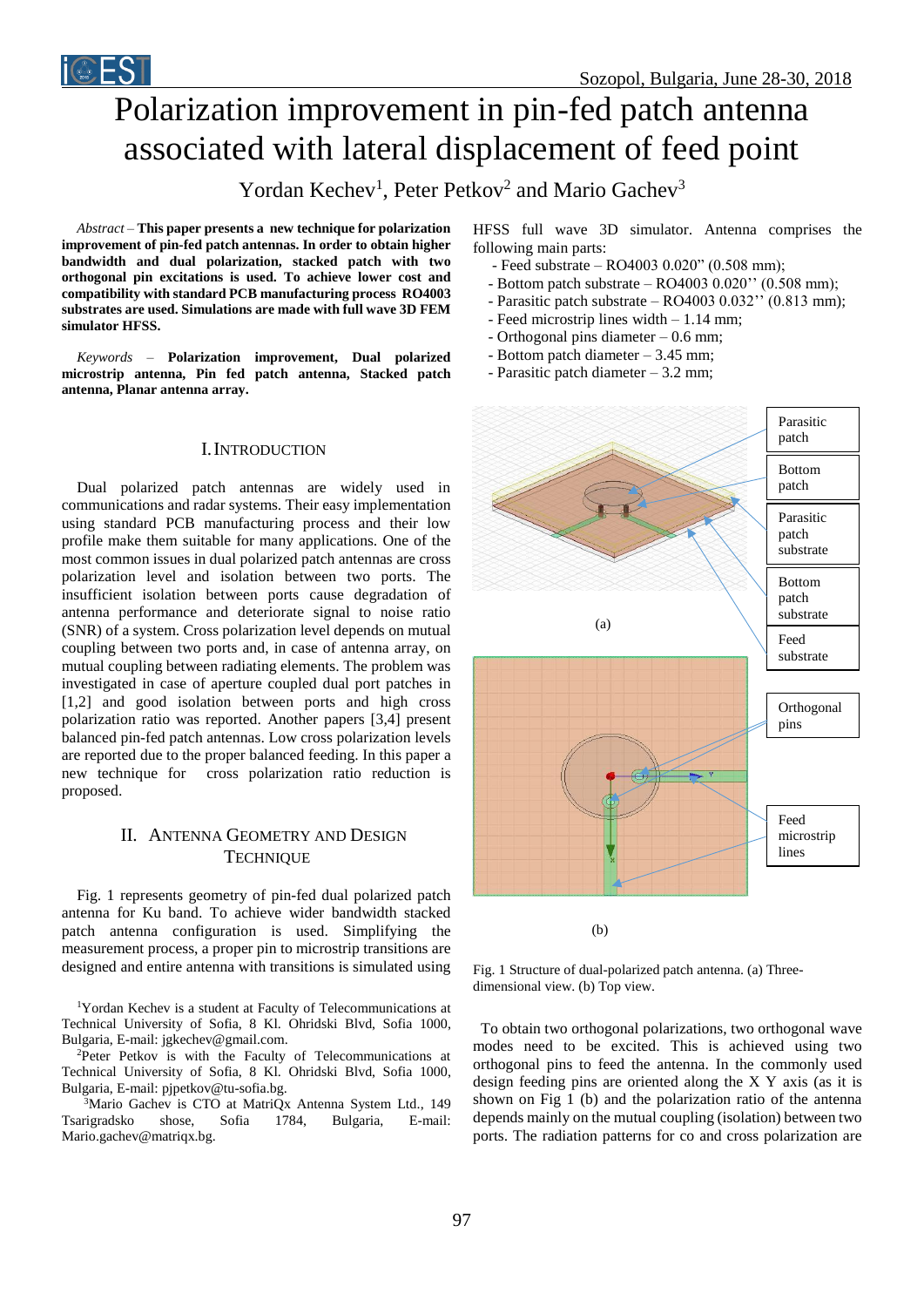# Polarization improvement in pin-fed patch antenna associated with lateral displacement of feed point

Yordan Kechev[1], Peter Petkov[2] and Mario Gachev[3]

*Abstract* – **This paper presents a new technique for polarization improvement of pin-fed patch antennas. In order to obtain higher bandwidth and dual polarization, stacked patch with two orthogonal pin excitations is used. To achieve lower cost and compatibility with standard PCB manufacturing process RO4003 substrates are used. Simulations are made with full wave 3D FEM simulator HFSS.**

*Keywords* – **Polarization improvement, Dual polarized microstrip antenna, Pin fed patch antenna, Stacked patch antenna, Planar antenna array.**

## I. Introduction

Dual polarized patch antennas are widely used in communications and radar systems. Their easy implementation using standard PCB manufacturing process and their low profile make them suitable for many applications. One of the most common issues in dual polarized patch antennas are cross polarization level and isolation between two ports. The insufficient isolation between ports cause degradation of antenna performance and deteriorate signal to noise ratio (SNR) of a system. Cross polarization level depends on mutual coupling between two ports and, in case of antenna array, on mutual coupling between radiating elements. The problem was investigated in case of aperture coupled dual port patches in [1,2] and good isolation between ports and high cross polarization ratio was reported. Another papers [3,4] present balanced pin-fed patch antennas. Low cross polarization levels are reported due to the proper balanced feeding. In this paper a new technique for cross polarization ratio reduction is proposed.

## II. Antenna Geometry and Design Technique

Fig. 1 represents geometry of pin-fed dual polarized patch antenna for Ku band. To achieve wider bandwidth stacked patch antenna configuration is used. Simplifying the measurement process, a proper pin to microstrip transitions are designed and entire antenna with transitions is simulated using HFSS full wave 3D simulator. Antenna comprises the following main parts:

- Feed substrate – RO4003 0.020” (0.508 mm);
- Bottom patch substrate – RO4003 0.020’’ (0.508 mm);
- Parasitic patch substrate – RO4003 0.032’’ (0.813 mm);
- Feed microstrip lines width – 1.14 mm;
- Orthogonal pins diameter – 0.6 mm;
- Bottom patch diameter – 3.45 mm;
- Parasitic patch diameter – 3.2 mm;

(a)

(b)

Fig. 1 Structure of dual-polarized patch antenna. (a) Three-dimensional view. (b) Top view.

To obtain two orthogonal polarizations, two orthogonal wave modes need to be excited. This is achieved using two orthogonal pins to feed the antenna. In the commonly used design feeding pins are oriented along the X Y axis (as it is shown on Fig 1 (b) and the polarization ratio of the antenna depends mainly on the mutual coupling (isolation) between two ports. The radiation patterns for co and cross polarization are

[1]Yordan Kechev is a student at Faculty of Telecommunications at Technical University of Sofia, 8 Kl. Ohridski Blvd, Sofia 1000, Bulgaria, E-mail: jgkechev@gmail.com.

[2]Peter Petkov is with the Faculty of Telecommunications at Technical University of Sofia, 8 Kl. Ohridski Blvd, Sofia 1000, Bulgaria, E-mail: pjpetkov@tu-sofia.bg.

[3]Mario Gachev is CTO at MatriQx Antenna System Ltd., 149 Tsarigradsko shose, Sofia 1784, Bulgaria, E-mail: Mario.gachev@matriqx.bg.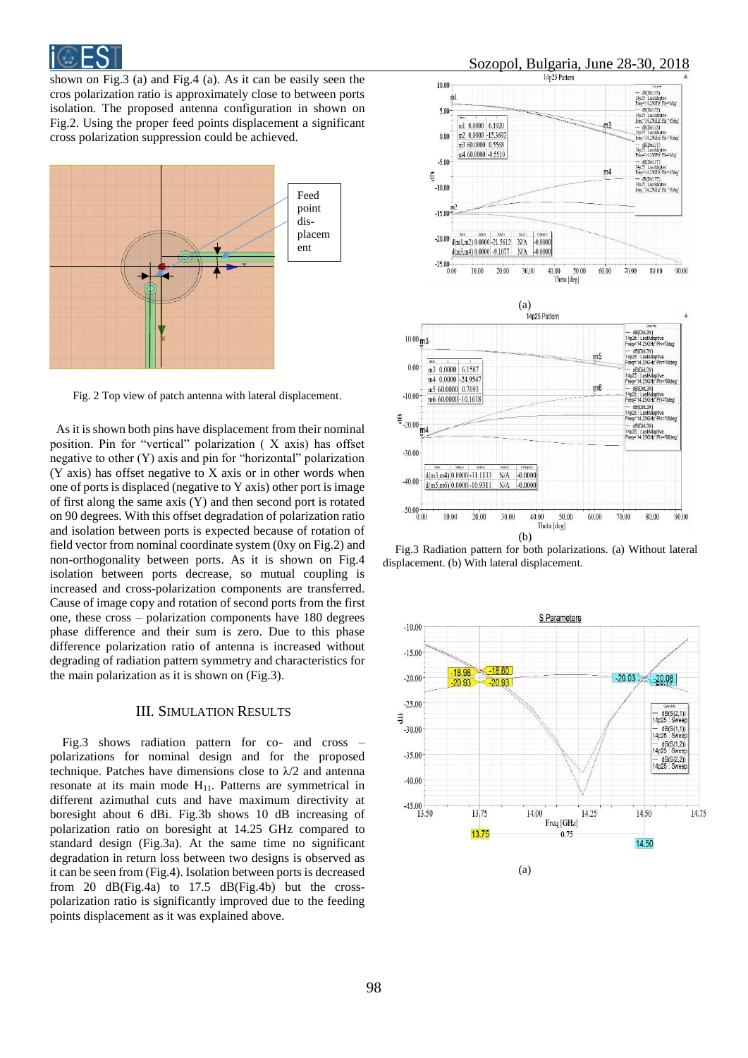shown on Fig.3 (a) and Fig.4 (a). As it can be easily seen the cros polarization ratio is approximately close to between ports isolation. The proposed antenna configuration in shown on Fig.2. Using the proper feed points displacement a significant cross polarization suppression could be achieved.

Fig. 2 Top view of patch antenna with lateral displacement.

As it is shown both pins have displacement from their nominal position. Pin for "vertical" polarization ( X axis) has offset negative to other (Y) axis and pin for "horizontal" polarization (Y axis) has offset negative to X axis or in other words when one of ports is displaced (negative to Y axis) other port is image of first along the same axis (Y) and then second port is rotated on 90 degrees. With this offset degradation of polarization ratio and isolation between ports is expected because of rotation of field vector from nominal coordinate system (0xy on Fig.2) and non-orthogonality between ports. As it is shown on Fig.4 isolation between ports decrease, so mutual coupling is increased and cross-polarization components are transferred. Cause of image copy and rotation of second ports from the first one, these cross – polarization components have 180 degrees phase difference and their sum is zero. Due to this phase difference polarization ratio of antenna is increased without degrading of radiation pattern symmetry and characteristics for the main polarization as it is shown on (Fig.3).

## III. Simulation Results

Fig.3 shows radiation pattern for co- and cross – polarizations for nominal design and for the proposed technique. Patches have dimensions close to $\lambda/2$ and antenna resonate at its main mode $H_{11}$. Patterns are symmetrical in different azimuthal cuts and have maximum directivity at boresight about 6 dBi. Fig.3b shows 10 dB increasing of polarization ratio on boresight at 14.25 GHz compared to standard design (Fig.3a). At the same time no significant degradation in return loss between two designs is observed as it can be seen from (Fig.4). Isolation between ports is decreased from 20 dB(Fig.4a) to 17.5 dB(Fig.4b) but the cross-polarization ratio is significantly improved due to the feeding points displacement as it was explained above.

(a)

(b)

Fig.3 Radiation pattern for both polarizations. (a) Without lateral displacement. (b) With lateral displacement.

(a)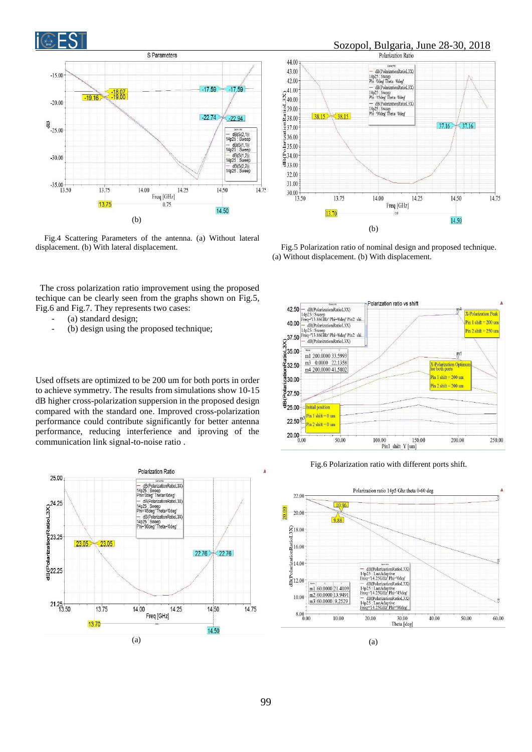(b)

Fig.4 Scattering Parameters of the antenna. (a) Without lateral displacement. (b) With lateral displacement.

(b)

Fig.5 Polarization ratio of nominal design and proposed technique. (a) Without displacement. (b) With displacement.

The cross polarization ratio improvement using the proposed techique can be clearly seen from the graphs shown on Fig.5, Fig.6 and Fig.7. They represents two cases:

- (a) standard design;
- (b) design using the proposed technique;

Used offsets are optimized to be 200 um for both ports in order to achieve symmetry. The results from simulations show 10-15 dB higher cross-polarization suppersion in the proposed design compared with the standard one. Improved cross-polarization performance could contribute significantly for better antenna performance, reducing interference and iproving of the communication link signal-to-noise ratio .

Fig.6 Polarization ratio with different ports shift.

(a)

(a)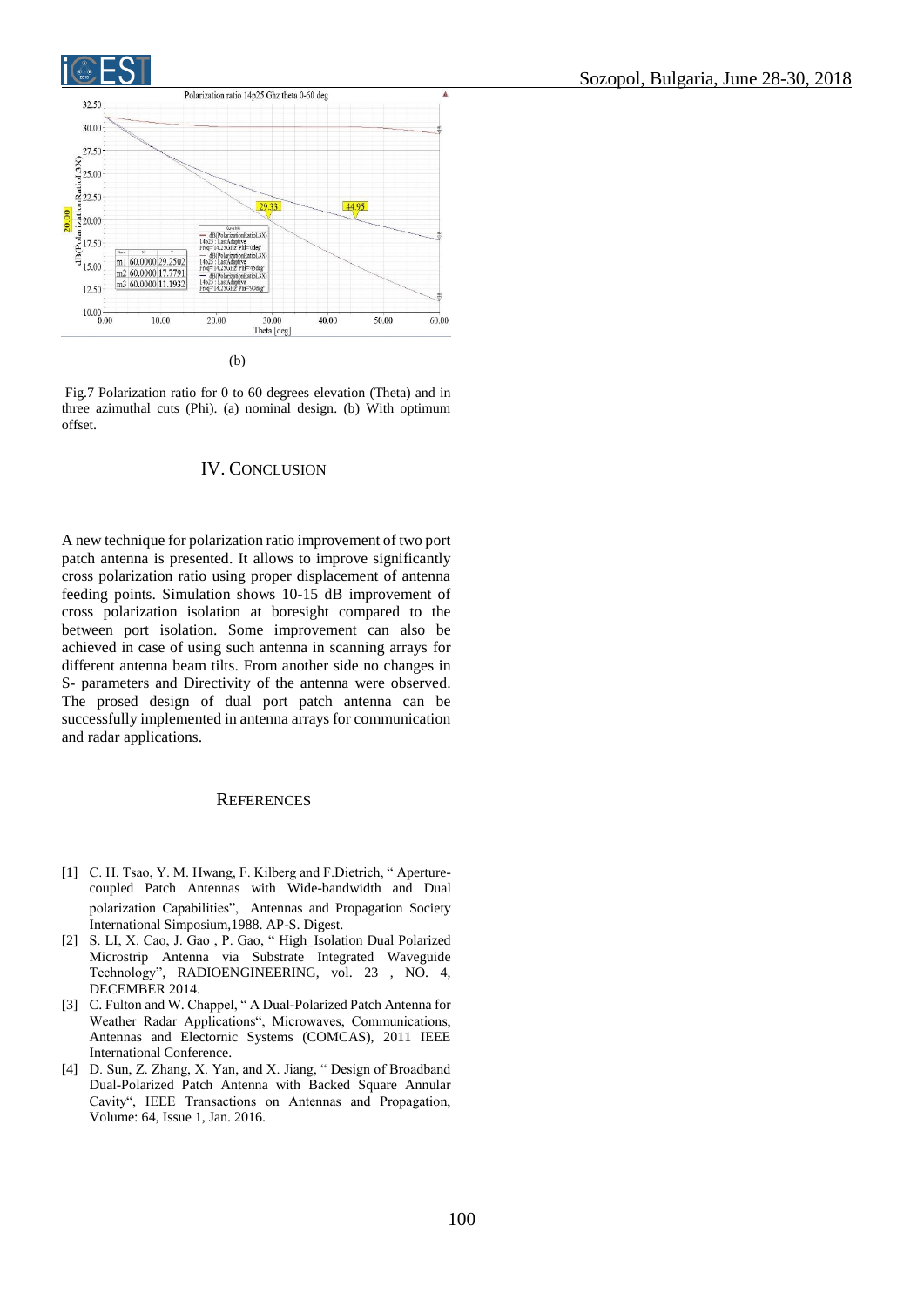Polarization ratio 14p25 Ghz theta 0-60 deg

32.50
30.00
27.50
25.00
22.50
20.00
17.50
15.00
12.50
10.00

dB(PolarizationRatioL3X)

0.00 10.00 20.00 30.00 40.00 50.00 60.00

Theta [deg]

29.33

44.95

m1 60.0000 29.2502
m2 60.0000 17.7791
m3 60.0000 11.1932

dB(PolarizationRatioL3X) 14p25 : LastAdaptive Freq='14.25GHz' Phi='0deg'
dB(PolarizationRatioL3X) 14p25 : LastAdaptive Freq='14.25GHz' Phi='45deg'
dB(PolarizationRatioL3X) 14p25 : LastAdaptive Freq='14.25GHz' Phi='90deg'

(b)

Fig.7 Polarization ratio for 0 to 60 degrees elevation (Theta) and in three azimuthal cuts (Phi). (a) nominal design. (b) With optimum offset.

## IV. Conclusion

A new technique for polarization ratio improvement of two port patch antenna is presented. It allows to improve significantly cross polarization ratio using proper displacement of antenna feeding points. Simulation shows 10-15 dB improvement of cross polarization isolation at boresight compared to the between port isolation. Some improvement can also be achieved in case of using such antenna in scanning arrays for different antenna beam tilts. From another side no changes in S- parameters and Directivity of the antenna were observed. The prosed design of dual port patch antenna can be successfully implemented in antenna arrays for communication and radar applications.

## References

[1] C. H. Tsao, Y. M. Hwang, F. Kilberg and F.Dietrich, " Aperture-coupled Patch Antennas with Wide-bandwidth and Dual polarization Capabilities", Antennas and Propagation Society International Simposium,1988. AP-S. Digest.

[2] S. LI, X. Cao, J. Gao , P. Gao, " High_Isolation Dual Polarized Microstrip Antenna via Substrate Integrated Waveguide Technology", RADIOENGINEERING, vol. 23 , NO. 4, DECEMBER 2014.

[3] C. Fulton and W. Chappel, " A Dual-Polarized Patch Antenna for Weather Radar Applications", Microwaves, Communications, Antennas and Electornic Systems (COMCAS), 2011 IEEE International Conference.

[4] D. Sun, Z. Zhang, X. Yan, and X. Jiang, " Design of Broadband Dual-Polarized Patch Antenna with Backed Square Annular Cavity", IEEE Transactions on Antennas and Propagation, Volume: 64, Issue 1, Jan. 2016.